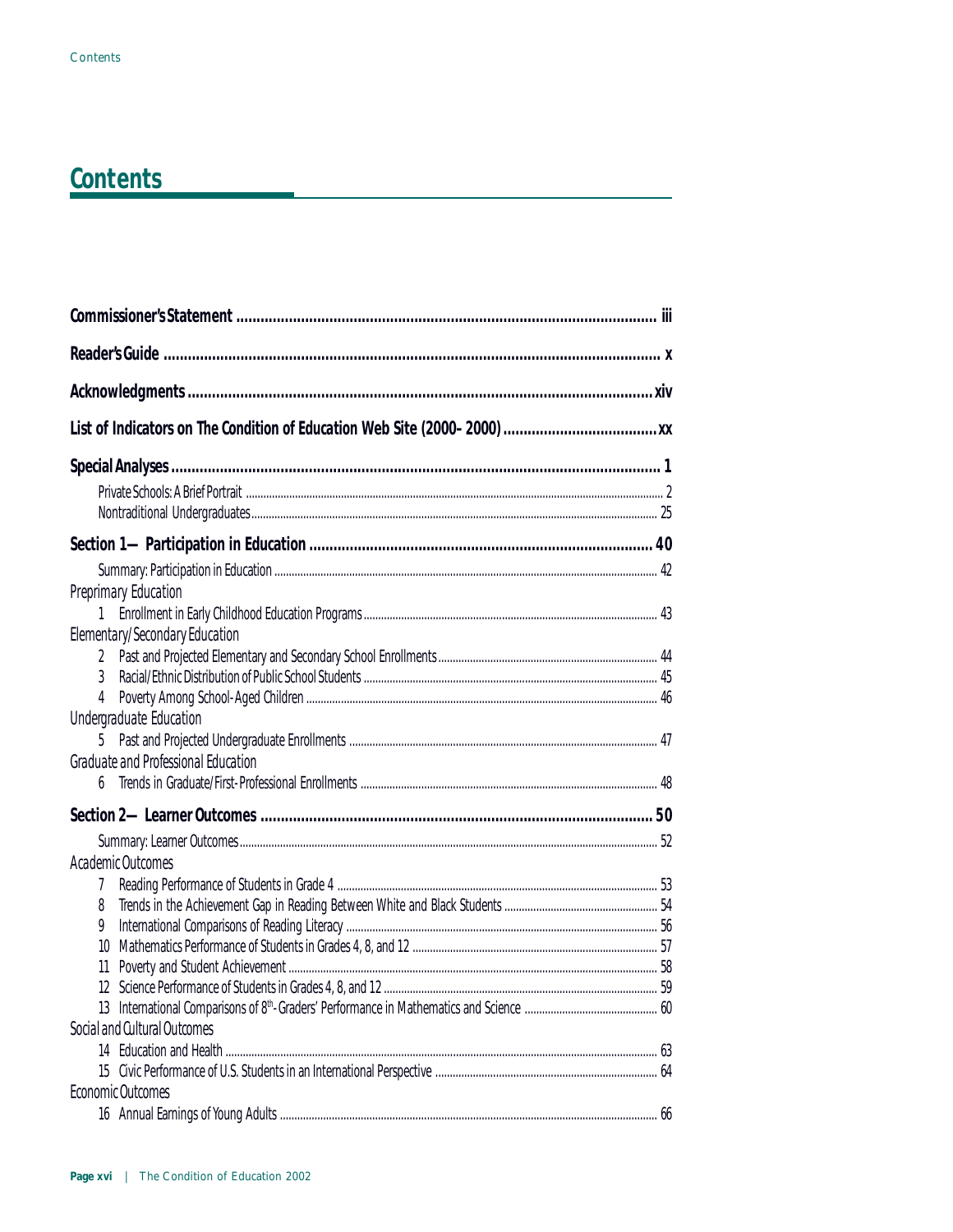# Contents

**Commissioner's Statement** ..................................................... iii

**Reader's Guide** ..................................................... x

**Acknowledgments** ..................................................... xiv

**List of Indicators on The Condition of Education Web Site (2000–2000)** ..................................................... xx

**Special Analyses** ..................................................... 1

- Private Schools: A Brief Portrait ..................................................... 2
- Nontraditional Undergraduates ..................................................... 25

**Section 1—Participation in Education** ..................................................... 40

- Summary: Participation in Education ..................................................... 42

*Preprimary Education*

1 Enrollment in Early Childhood Education Programs ..................................................... 43

*Elementary/Secondary Education*

2 Past and Projected Elementary and Secondary School Enrollments ..................................................... 44
3 Racial/Ethnic Distribution of Public School Students ..................................................... 45
4 Poverty Among School-Aged Children ..................................................... 46

*Undergraduate Education*

5 Past and Projected Undergraduate Enrollments ..................................................... 47

*Graduate and Professional Education*

6 Trends in Graduate/First-Professional Enrollments ..................................................... 48

**Section 2—Learner Outcomes** ..................................................... 50

- Summary: Learner Outcomes ..................................................... 52

*Academic Outcomes*

7 Reading Performance of Students in Grade 4 ..................................................... 53
8 Trends in the Achievement Gap in Reading Between White and Black Students ..................................................... 54
9 International Comparisons of Reading Literacy ..................................................... 56
10 Mathematics Performance of Students in Grades 4, 8, and 12 ..................................................... 57
11 Poverty and Student Achievement ..................................................... 58
12 Science Performance of Students in Grades 4, 8, and 12 ..................................................... 59
13 International Comparisons of 8th-Graders' Performance in Mathematics and Science ..................................................... 60

*Social and Cultural Outcomes*

14 Education and Health ..................................................... 63
15 Civic Performance of U.S. Students in an International Perspective ..................................................... 64

*Economic Outcomes*

16 Annual Earnings of Young Adults ..................................................... 66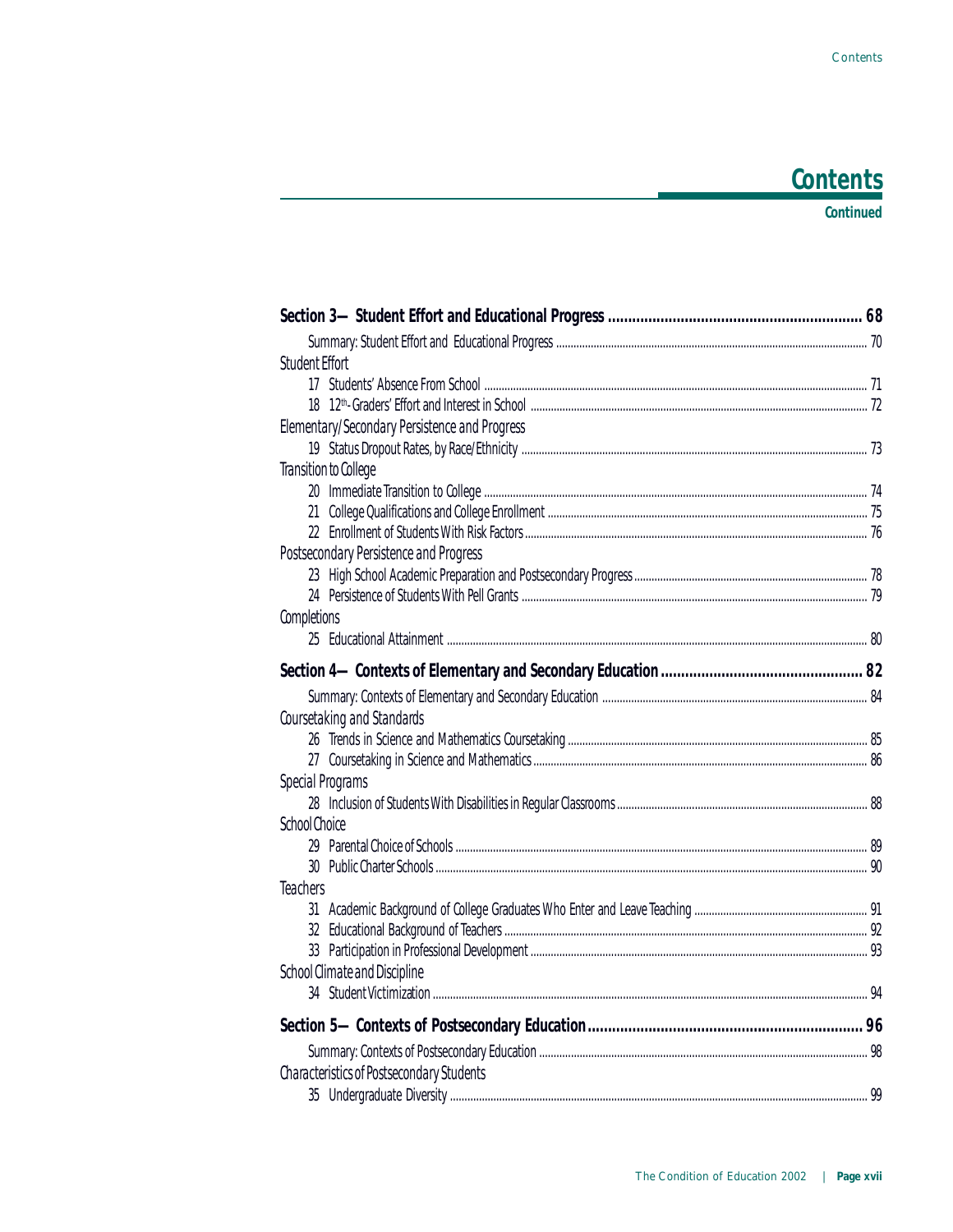# Contents

**Continued**

**Section 3—Student Effort and Educational Progress ............ 68**

Summary: Student Effort and Educational Progress ............ 70

*Student Effort*

17 Students' Absence From School ............ 71

18 12th-Graders' Effort and Interest in School ............ 72

*Elementary/Secondary Persistence and Progress*

19 Status Dropout Rates, by Race/Ethnicity ............ 73

*Transition to College*

20 Immediate Transition to College ............ 74

21 College Qualifications and College Enrollment ............ 75

22 Enrollment of Students With Risk Factors ............ 76

*Postsecondary Persistence and Progress*

23 High School Academic Preparation and Postsecondary Progress ............ 78

24 Persistence of Students With Pell Grants ............ 79

*Completions*

25 Educational Attainment ............ 80

**Section 4—Contexts of Elementary and Secondary Education ............ 82**

Summary: Contexts of Elementary and Secondary Education ............ 84

*Coursetaking and Standards*

26 Trends in Science and Mathematics Coursetaking ............ 85

27 Coursetaking in Science and Mathematics ............ 86

*Special Programs*

28 Inclusion of Students With Disabilities in Regular Classrooms ............ 88

*School Choice*

29 Parental Choice of Schools ............ 89

30 Public Charter Schools ............ 90

*Teachers*

31 Academic Background of College Graduates Who Enter and Leave Teaching ............ 91

32 Educational Background of Teachers ............ 92

33 Participation in Professional Development ............ 93

*School Climate and Discipline*

34 Student Victimization ............ 94

**Section 5—Contexts of Postsecondary Education ............ 96**

Summary: Contexts of Postsecondary Education ............ 98

*Characteristics of Postsecondary Students*

35 Undergraduate Diversity ............ 99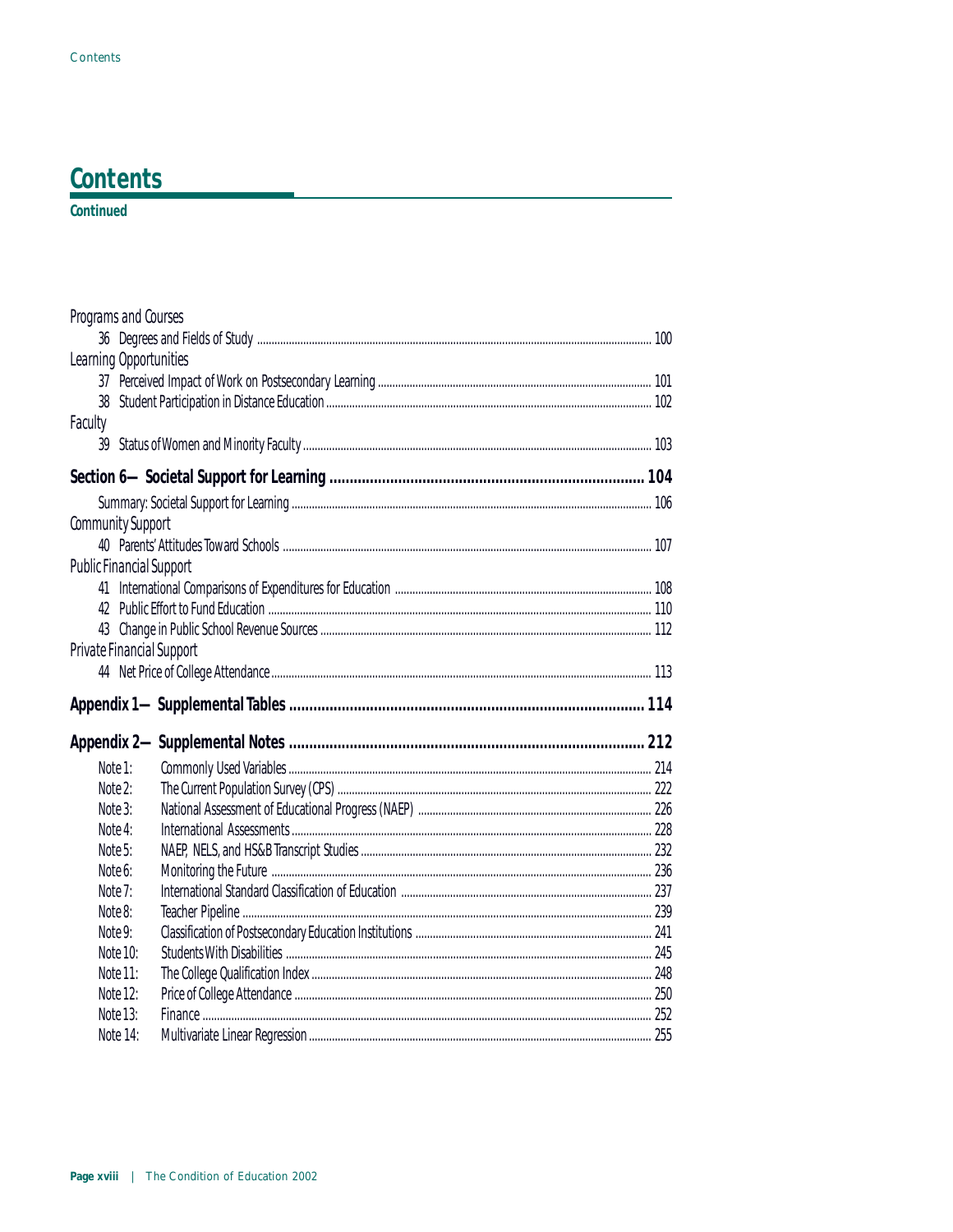# Contents

**Continued**

*Programs and Courses*

36 Degrees and Fields of Study ..... 100

*Learning Opportunities*

37 Perceived Impact of Work on Postsecondary Learning ..... 101

38 Student Participation in Distance Education ..... 102

*Faculty*

39 Status of Women and Minority Faculty ..... 103

**Section 6—Societal Support for Learning ..... 104**

Summary: Societal Support for Learning ..... 106

*Community Support*

40 Parents' Attitudes Toward Schools ..... 107

*Public Financial Support*

41 International Comparisons of Expenditures for Education ..... 108

42 Public Effort to Fund Education ..... 110

43 Change in Public School Revenue Sources ..... 112

*Private Financial Support*

44 Net Price of College Attendance ..... 113

**Appendix 1—Supplemental Tables ..... 114**

**Appendix 2—Supplemental Notes ..... 212**

Note 1: Commonly Used Variables ..... 214

Note 2: The Current Population Survey (CPS) ..... 222

Note 3: National Assessment of Educational Progress (NAEP) ..... 226

Note 4: International Assessments ..... 228

Note 5: NAEP, NELS, and HS&B Transcript Studies ..... 232

Note 6: Monitoring the Future ..... 236

Note 7: International Standard Classification of Education ..... 237

Note 8: Teacher Pipeline ..... 239

Note 9: Classification of Postsecondary Education Institutions ..... 241

Note 10: Students With Disabilities ..... 245

Note 11: The College Qualification Index ..... 248

Note 12: Price of College Attendance ..... 250

Note 13: Finance ..... 252

Note 14: Multivariate Linear Regression ..... 255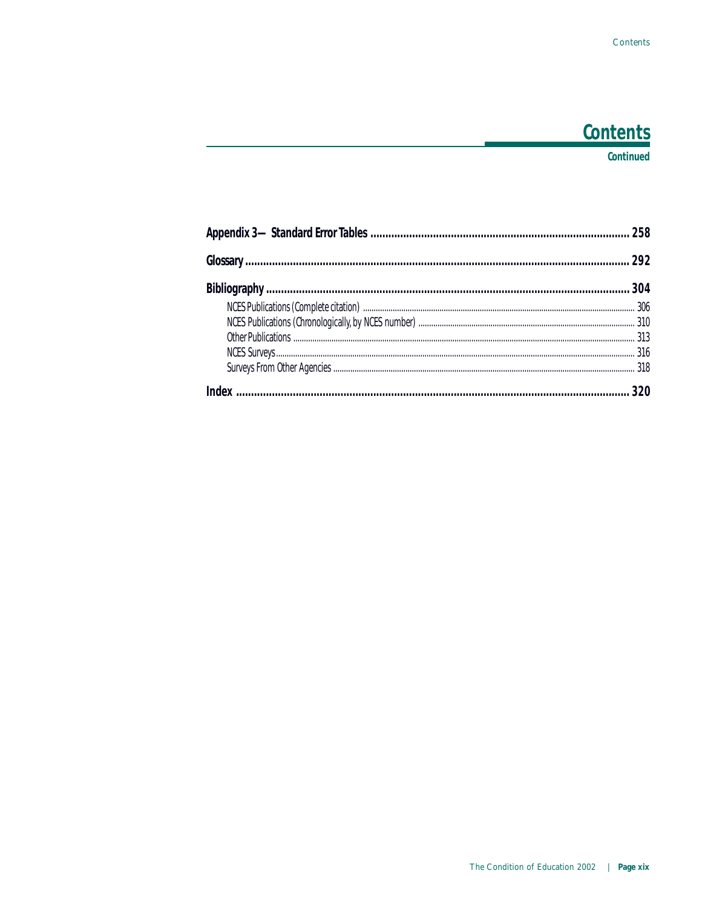# Contents

**Continued**

**Appendix 3—Standard Error Tables ..... 258**

**Glossary ..... 292**

**Bibliography ..... 304**

- NCES Publications (Complete citation) ..... 306
- NCES Publications (Chronologically, by NCES number) ..... 310
- Other Publications ..... 313
- NCES Surveys ..... 316
- Surveys From Other Agencies ..... 318

**Index ..... 320**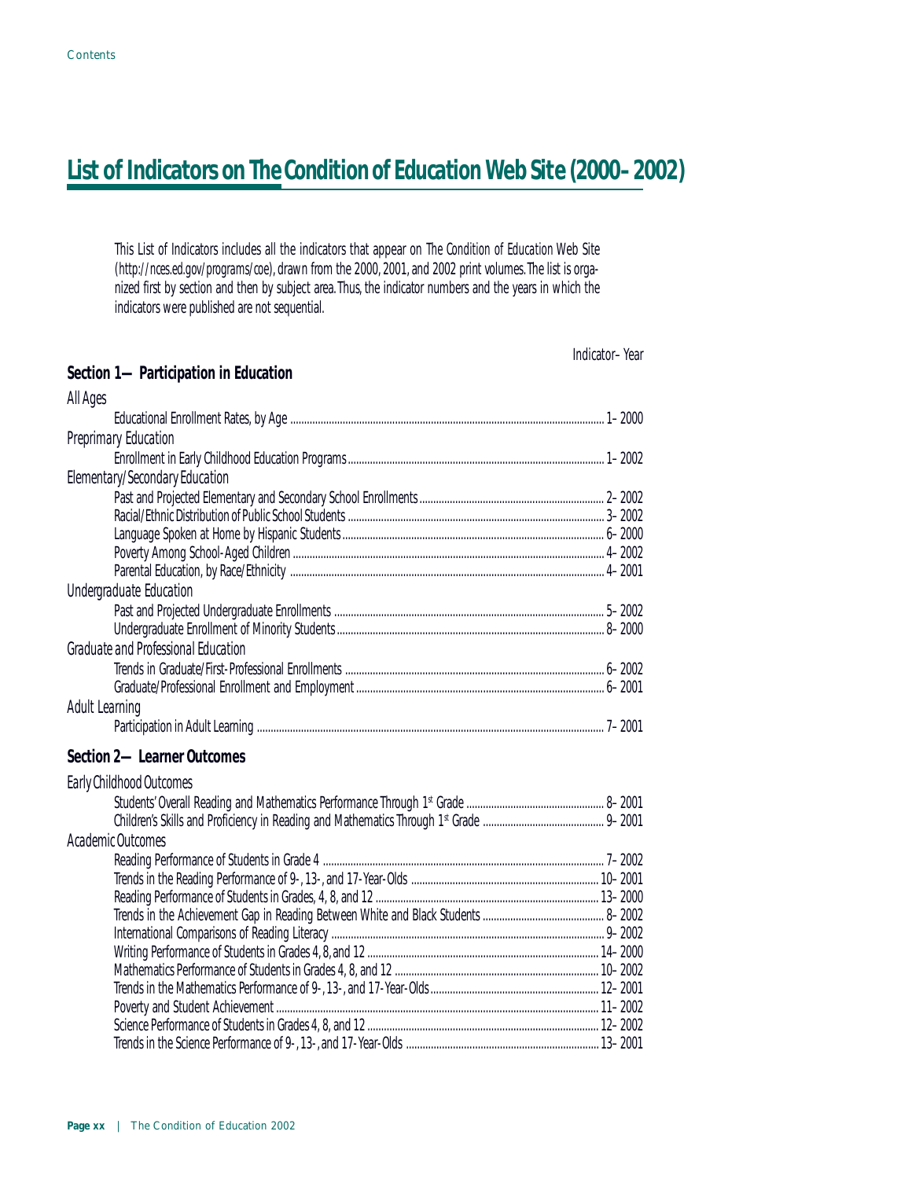# List of Indicators on The Condition of Education Web Site (2000–2002)

This List of Indicators includes all the indicators that appear on *The Condition of Education* Web Site (http://nces.ed.gov/programs/coe), drawn from the 2000, 2001, and 2002 print volumes. The list is organized first by section and then by subject area. Thus, the indicator numbers and the years in which the indicators were published are not sequential.

Indicator–Year

## Section 1—Participation in Education

*All Ages*

- Educational Enrollment Rates, by Age ........ 1–2000

*Preprimary Education*

- Enrollment in Early Childhood Education Programs ........ 1–2002

*Elementary/Secondary Education*

- Past and Projected Elementary and Secondary School Enrollments ........ 2–2002
- Racial/Ethnic Distribution of Public School Students ........ 3–2002
- Language Spoken at Home by Hispanic Students ........ 6–2000
- Poverty Among School-Aged Children ........ 4–2002
- Parental Education, by Race/Ethnicity ........ 4–2001

*Undergraduate Education*

- Past and Projected Undergraduate Enrollments ........ 5–2002
- Undergraduate Enrollment of Minority Students ........ 8–2000

*Graduate and Professional Education*

- Trends in Graduate/First-Professional Enrollments ........ 6–2002
- Graduate/Professional Enrollment and Employment ........ 6–2001

*Adult Learning*

- Participation in Adult Learning ........ 7–2001

## Section 2—Learner Outcomes

*Early Childhood Outcomes*

- Students' Overall Reading and Mathematics Performance Through 1st Grade ........ 8–2001
- Children's Skills and Proficiency in Reading and Mathematics Through 1st Grade ........ 9–2001

*Academic Outcomes*

- Reading Performance of Students in Grade 4 ........ 7–2002
- Trends in the Reading Performance of 9-, 13-, and 17-Year-Olds ........ 10–2001
- Reading Performance of Students in Grades, 4, 8, and 12 ........ 13–2000
- Trends in the Achievement Gap in Reading Between White and Black Students ........ 8–2002
- International Comparisons of Reading Literacy ........ 9–2002
- Writing Performance of Students in Grades 4, 8, and 12 ........ 14–2000
- Mathematics Performance of Students in Grades 4, 8, and 12 ........ 10–2002
- Trends in the Mathematics Performance of 9-, 13-, and 17-Year-Olds ........ 12–2001
- Poverty and Student Achievement ........ 11–2002
- Science Performance of Students in Grades 4, 8, and 12 ........ 12–2002
- Trends in the Science Performance of 9-, 13-, and 17-Year-Olds ........ 13–2001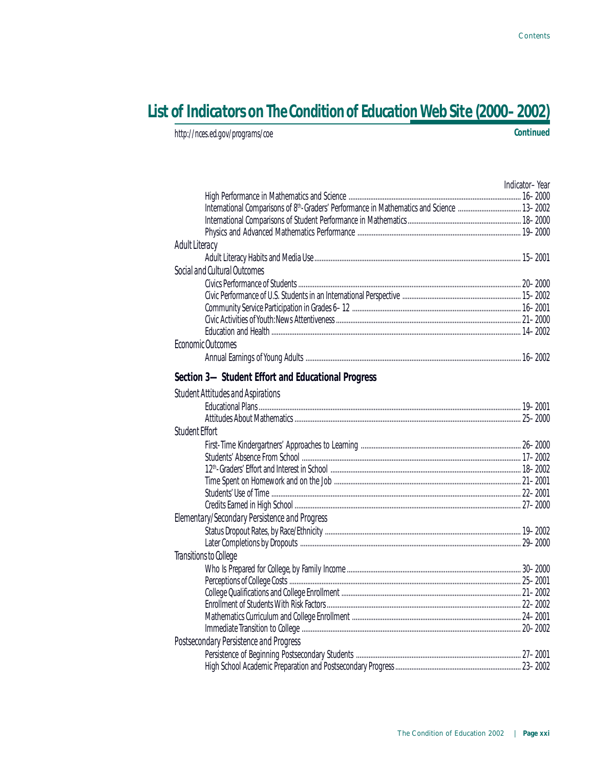# List of Indicators on The Condition of Education Web Site (2000–2002)

http://nces.ed.gov/programs/coe

**Continued**

| | Indicator–Year |
|---|---|
| High Performance in Mathematics and Science | 16–2000 |
| International Comparisons of 8th-Graders' Performance in Mathematics and Science | 13–2002 |
| International Comparisons of Student Performance in Mathematics | 18–2000 |
| Physics and Advanced Mathematics Performance | 19–2000 |
| *Adult Literacy* | |
| Adult Literacy Habits and Media Use | 15–2001 |
| *Social and Cultural Outcomes* | |
| Civics Performance of Students | 20–2000 |
| Civic Performance of U.S. Students in an International Perspective | 15–2002 |
| Community Service Participation in Grades 6–12 | 16–2001 |
| Civic Activities of Youth: News Attentiveness | 21–2000 |
| Education and Health | 14–2002 |
| *Economic Outcomes* | |
| Annual Earnings of Young Adults | 16–2002 |

## Section 3—Student Effort and Educational Progress

| | |
|---|---|
| *Student Attitudes and Aspirations* | |
| Educational Plans | 19–2001 |
| Attitudes About Mathematics | 25–2000 |
| *Student Effort* | |
| First-Time Kindergartners' Approaches to Learning | 26–2000 |
| Students' Absence From School | 17–2002 |
| 12th-Graders' Effort and Interest in School | 18–2002 |
| Time Spent on Homework and on the Job | 21–2001 |
| Students' Use of Time | 22–2001 |
| Credits Earned in High School | 27–2000 |
| *Elementary/Secondary Persistence and Progress* | |
| Status Dropout Rates, by Race/Ethnicity | 19–2002 |
| Later Completions by Dropouts | 29–2000 |
| *Transitions to College* | |
| Who Is Prepared for College, by Family Income | 30–2000 |
| Perceptions of College Costs | 25–2001 |
| College Qualifications and College Enrollment | 21–2002 |
| Enrollment of Students With Risk Factors | 22–2002 |
| Mathematics Curriculum and College Enrollment | 24–2001 |
| Immediate Transition to College | 20–2002 |
| *Postsecondary Persistence and Progress* | |
| Persistence of Beginning Postsecondary Students | 27–2001 |
| High School Academic Preparation and Postsecondary Progress | 23–2002 |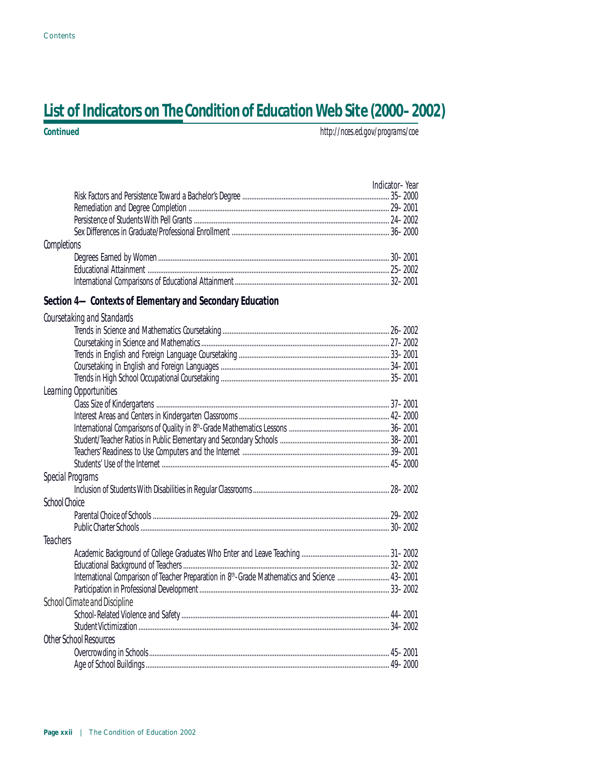## List of Indicators on The Condition of Education Web Site (2000–2002)

**Continued**

http://nces.ed.gov/programs/coe

| | Indicator–Year |
|---|---|
| Risk Factors and Persistence Toward a Bachelor's Degree | 35–2000 |
| Remediation and Degree Completion | 29–2001 |
| Persistence of Students With Pell Grants | 24–2002 |
| Sex Differences in Graduate/Professional Enrollment | 36–2000 |
| *Completions* | |
| Degrees Earned by Women | 30–2001 |
| Educational Attainment | 25–2002 |
| International Comparisons of Educational Attainment | 32–2001 |

### Section 4—Contexts of Elementary and Secondary Education

| | |
|---|---|
| *Coursetaking and Standards* | |
| Trends in Science and Mathematics Coursetaking | 26–2002 |
| Coursetaking in Science and Mathematics | 27–2002 |
| Trends in English and Foreign Language Coursetaking | 33–2001 |
| Coursetaking in English and Foreign Languages | 34–2001 |
| Trends in High School Occupational Coursetaking | 35–2001 |
| *Learning Opportunities* | |
| Class Size of Kindergartens | 37–2001 |
| Interest Areas and Centers in Kindergarten Classrooms | 42–2000 |
| International Comparisons of Quality in 8th-Grade Mathematics Lessons | 36–2001 |
| Student/Teacher Ratios in Public Elementary and Secondary Schools | 38–2001 |
| Teachers' Readiness to Use Computers and the Internet | 39–2001 |
| Students' Use of the Internet | 45–2000 |
| *Special Programs* | |
| Inclusion of Students With Disabilities in Regular Classrooms | 28–2002 |
| *School Choice* | |
| Parental Choice of Schools | 29–2002 |
| Public Charter Schools | 30–2002 |
| *Teachers* | |
| Academic Background of College Graduates Who Enter and Leave Teaching | 31–2002 |
| Educational Background of Teachers | 32–2002 |
| International Comparison of Teacher Preparation in 8th-Grade Mathematics and Science | 43–2001 |
| Participation in Professional Development | 33–2002 |
| *School Climate and Discipline* | |
| School-Related Violence and Safety | 44–2001 |
| Student Victimization | 34–2002 |
| *Other School Resources* | |
| Overcrowding in Schools | 45–2001 |
| Age of School Buildings | 49–2000 |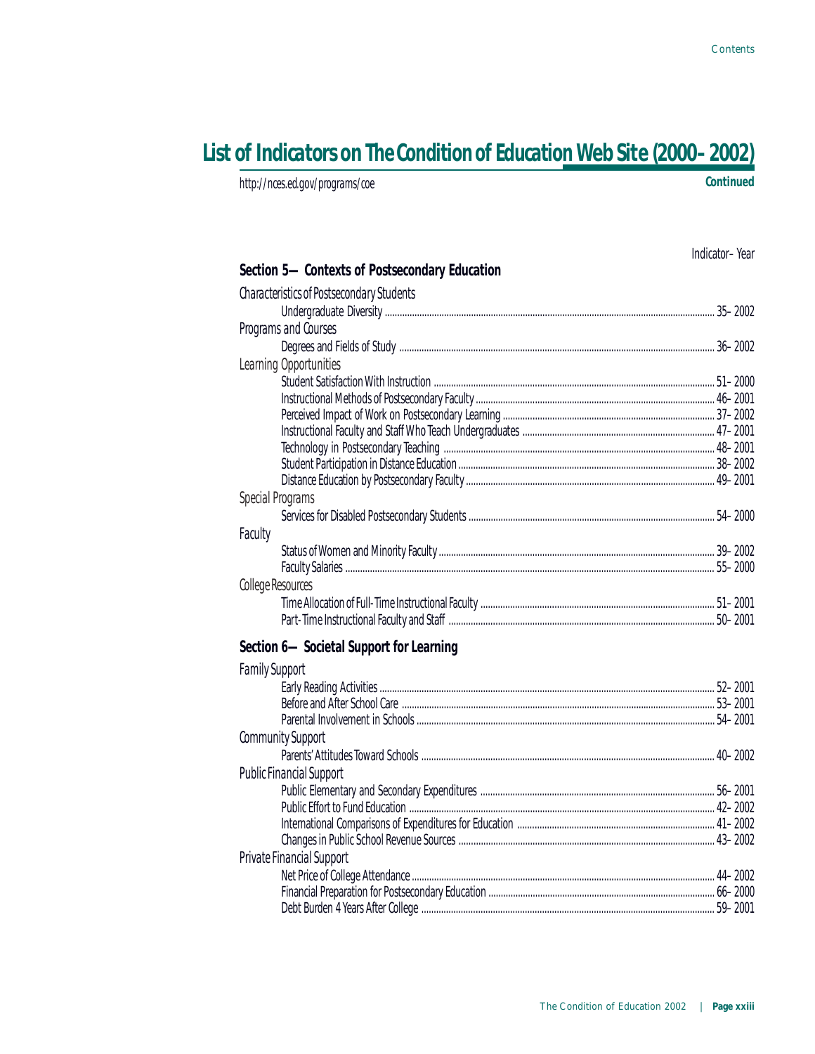# List of Indicators on The Condition of Education Web Site (2000–2002)

http://nces.ed.gov/programs/coe

**Continued**

Indicator–Year

## Section 5—Contexts of Postsecondary Education

*Characteristics of Postsecondary Students*

Undergraduate Diversity .......... 35–2002

*Programs and Courses*

Degrees and Fields of Study .......... 36–2002

*Learning Opportunities*

Student Satisfaction With Instruction .......... 51–2000
Instructional Methods of Postsecondary Faculty .......... 46–2001
Perceived Impact of Work on Postsecondary Learning .......... 37–2002
Instructional Faculty and Staff Who Teach Undergraduates .......... 47–2001
Technology in Postsecondary Teaching .......... 48–2001
Student Participation in Distance Education .......... 38–2002
Distance Education by Postsecondary Faculty .......... 49–2001

*Special Programs*

Services for Disabled Postsecondary Students .......... 54–2000

*Faculty*

Status of Women and Minority Faculty .......... 39–2002
Faculty Salaries .......... 55–2000

*College Resources*

Time Allocation of Full-Time Instructional Faculty .......... 51–2001
Part-Time Instructional Faculty and Staff .......... 50–2001

## Section 6—Societal Support for Learning

*Family Support*

Early Reading Activities .......... 52–2001
Before and After School Care .......... 53–2001
Parental Involvement in Schools .......... 54–2001

*Community Support*

Parents' Attitudes Toward Schools .......... 40–2002

*Public Financial Support*

Public Elementary and Secondary Expenditures .......... 56–2001
Public Effort to Fund Education .......... 42–2002
International Comparisons of Expenditures for Education .......... 41–2002
Changes in Public School Revenue Sources .......... 43–2002

*Private Financial Support*

Net Price of College Attendance .......... 44–2002
Financial Preparation for Postsecondary Education .......... 66–2000
Debt Burden 4 Years After College .......... 59–2001